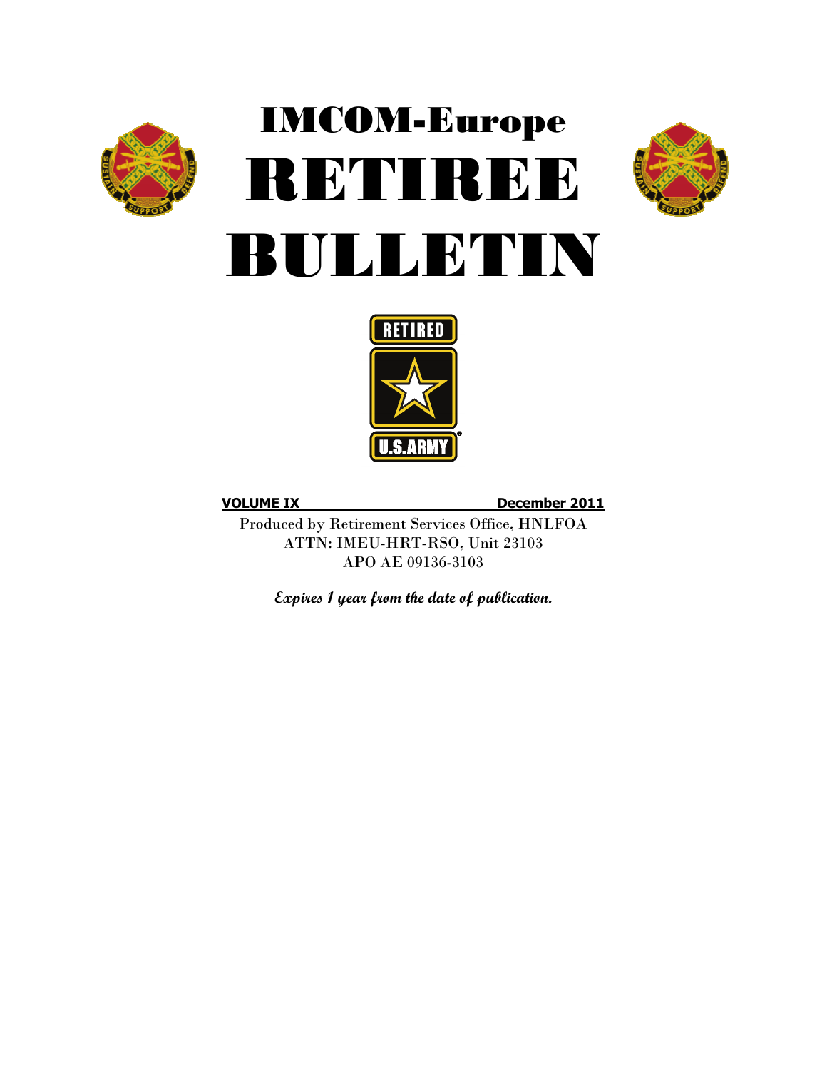# IMCOM-Europe

# RETIREE BULLETIN

**VOLUME IX** **December 2011**

Produced by Retirement Services Office, HNLFOA
ATTN: IMEU-HRT-RSO, Unit 23103
APO AE 09136-3103

***Expires 1 year from the date of publication.***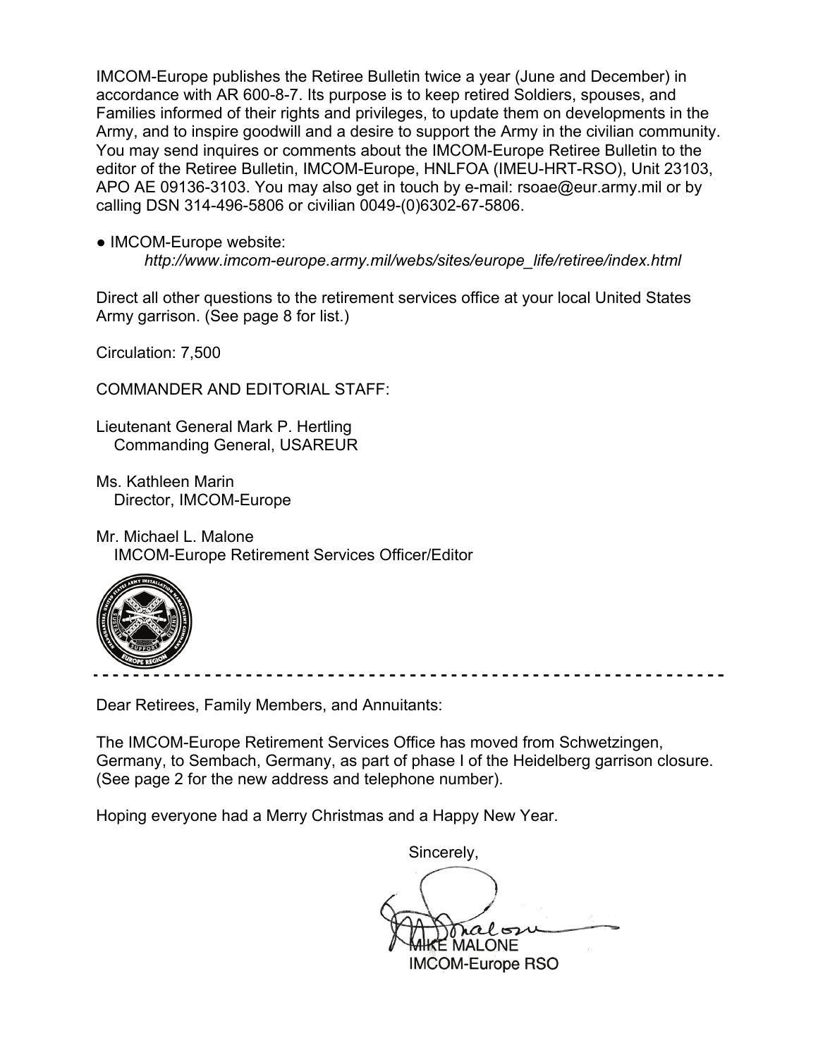IMCOM-Europe publishes the Retiree Bulletin twice a year (June and December) in accordance with AR 600-8-7. Its purpose is to keep retired Soldiers, spouses, and Families informed of their rights and privileges, to update them on developments in the Army, and to inspire goodwill and a desire to support the Army in the civilian community. You may send inquires or comments about the IMCOM-Europe Retiree Bulletin to the editor of the Retiree Bulletin, IMCOM-Europe, HNLFOA (IMEU-HRT-RSO), Unit 23103, APO AE 09136-3103. You may also get in touch by e-mail: rsoae@eur.army.mil or by calling DSN 314-496-5806 or civilian 0049-(0)6302-67-5806.

● IMCOM-Europe website:
*http://www.imcom-europe.army.mil/webs/sites/europe_life/retiree/index.html*

Direct all other questions to the retirement services office at your local United States Army garrison. (See page 8 for list.)

Circulation: 7,500

COMMANDER AND EDITORIAL STAFF:

Lieutenant General Mark P. Hertling
Commanding General, USAREUR

Ms. Kathleen Marin
Director, IMCOM-Europe

Mr. Michael L. Malone
IMCOM-Europe Retirement Services Officer/Editor

---

Dear Retirees, Family Members, and Annuitants:

The IMCOM-Europe Retirement Services Office has moved from Schwetzingen, Germany, to Sembach, Germany, as part of phase I of the Heidelberg garrison closure. (See page 2 for the new address and telephone number).

Hoping everyone had a Merry Christmas and a Happy New Year.

Sincerely,

MIKE MALONE
IMCOM-Europe RSO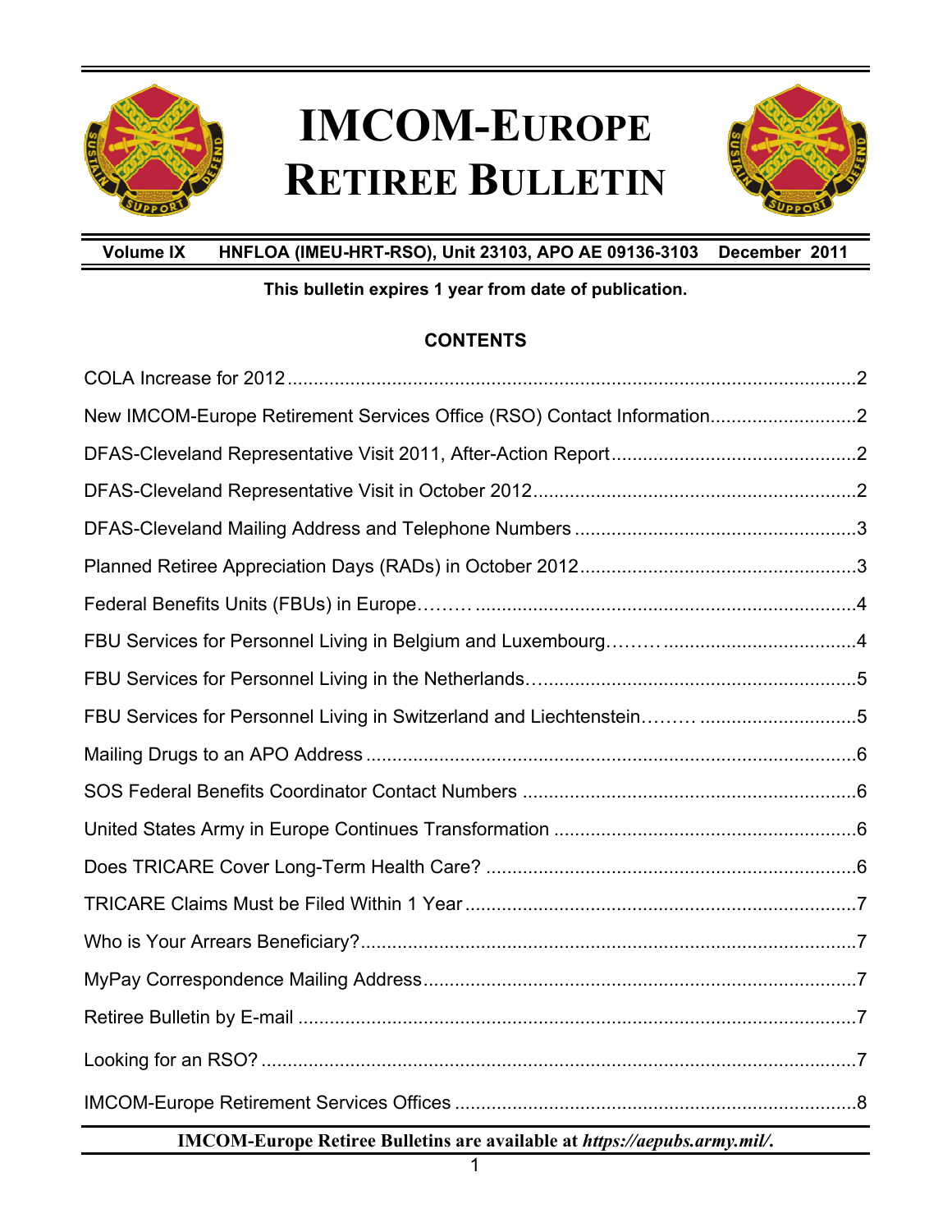# IMCOM-EUROPE RETIREE BULLETIN

**Volume IX** **HNFLOA (IMEU-HRT-RSO), Unit 23103, APO AE 09136-3103** **December 2011**

**This bulletin expires 1 year from date of publication.**

## CONTENTS

COLA Increase for 2012 ... 2

New IMCOM-Europe Retirement Services Office (RSO) Contact Information ... 2

DFAS-Cleveland Representative Visit 2011, After-Action Report ... 2

DFAS-Cleveland Representative Visit in October 2012 ... 2

DFAS-Cleveland Mailing Address and Telephone Numbers ... 3

Planned Retiree Appreciation Days (RADs) in October 2012 ... 3

Federal Benefits Units (FBUs) in Europe ... 4

FBU Services for Personnel Living in Belgium and Luxembourg ... 4

FBU Services for Personnel Living in the Netherlands ... 5

FBU Services for Personnel Living in Switzerland and Liechtenstein ... 5

Mailing Drugs to an APO Address ... 6

SOS Federal Benefits Coordinator Contact Numbers ... 6

United States Army in Europe Continues Transformation ... 6

Does TRICARE Cover Long-Term Health Care? ... 6

TRICARE Claims Must be Filed Within 1 Year ... 7

Who is Your Arrears Beneficiary? ... 7

MyPay Correspondence Mailing Address ... 7

Retiree Bulletin by E-mail ... 7

Looking for an RSO? ... 7

IMCOM-Europe Retirement Services Offices ... 8

**IMCOM-Europe Retiree Bulletins are available at *https://aepubs.army.mil/*.**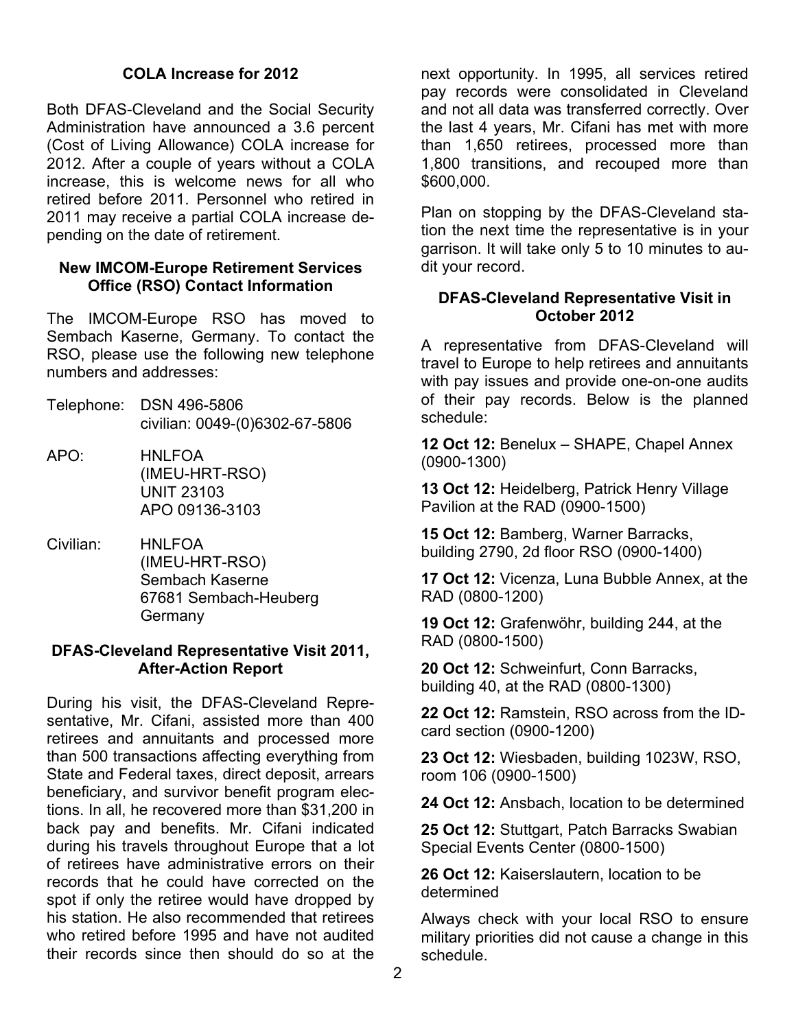### COLA Increase for 2012

Both DFAS-Cleveland and the Social Security Administration have announced a 3.6 percent (Cost of Living Allowance) COLA increase for 2012. After a couple of years without a COLA increase, this is welcome news for all who retired before 2011. Personnel who retired in 2011 may receive a partial COLA increase depending on the date of retirement.

### New IMCOM-Europe Retirement Services Office (RSO) Contact Information

The IMCOM-Europe RSO has moved to Sembach Kaserne, Germany. To contact the RSO, please use the following new telephone numbers and addresses:

Telephone: DSN 496-5806
civilian: 0049-(0)6302-67-5806

APO: HNLFOA
(IMEU-HRT-RSO)
UNIT 23103
APO 09136-3103

Civilian: HNLFOA
(IMEU-HRT-RSO)
Sembach Kaserne
67681 Sembach-Heuberg
Germany

### DFAS-Cleveland Representative Visit 2011, After-Action Report

During his visit, the DFAS-Cleveland Representative, Mr. Cifani, assisted more than 400 retirees and annuitants and processed more than 500 transactions affecting everything from State and Federal taxes, direct deposit, arrears beneficiary, and survivor benefit program elections. In all, he recovered more than $31,200 in back pay and benefits. Mr. Cifani indicated during his travels throughout Europe that a lot of retirees have administrative errors on their records that he could have corrected on the spot if only the retiree would have dropped by his station. He also recommended that retirees who retired before 1995 and have not audited their records since then should do so at the next opportunity. In 1995, all services retired pay records were consolidated in Cleveland and not all data was transferred correctly. Over the last 4 years, Mr. Cifani has met with more than 1,650 retirees, processed more than 1,800 transitions, and recouped more than $600,000.

Plan on stopping by the DFAS-Cleveland station the next time the representative is in your garrison. It will take only 5 to 10 minutes to audit your record.

### DFAS-Cleveland Representative Visit in October 2012

A representative from DFAS-Cleveland will travel to Europe to help retirees and annuitants with pay issues and provide one-on-one audits of their pay records. Below is the planned schedule:

**12 Oct 12:** Benelux – SHAPE, Chapel Annex (0900-1300)

**13 Oct 12:** Heidelberg, Patrick Henry Village Pavilion at the RAD (0900-1500)

**15 Oct 12:** Bamberg, Warner Barracks, building 2790, 2d floor RSO (0900-1400)

**17 Oct 12:** Vicenza, Luna Bubble Annex, at the RAD (0800-1200)

**19 Oct 12:** Grafenwöhr, building 244, at the RAD (0800-1500)

**20 Oct 12:** Schweinfurt, Conn Barracks, building 40, at the RAD (0800-1300)

**22 Oct 12:** Ramstein, RSO across from the ID-card section (0900-1200)

**23 Oct 12:** Wiesbaden, building 1023W, RSO, room 106 (0900-1500)

**24 Oct 12:** Ansbach, location to be determined

**25 Oct 12:** Stuttgart, Patch Barracks Swabian Special Events Center (0800-1500)

**26 Oct 12:** Kaiserslautern, location to be determined

Always check with your local RSO to ensure military priorities did not cause a change in this schedule.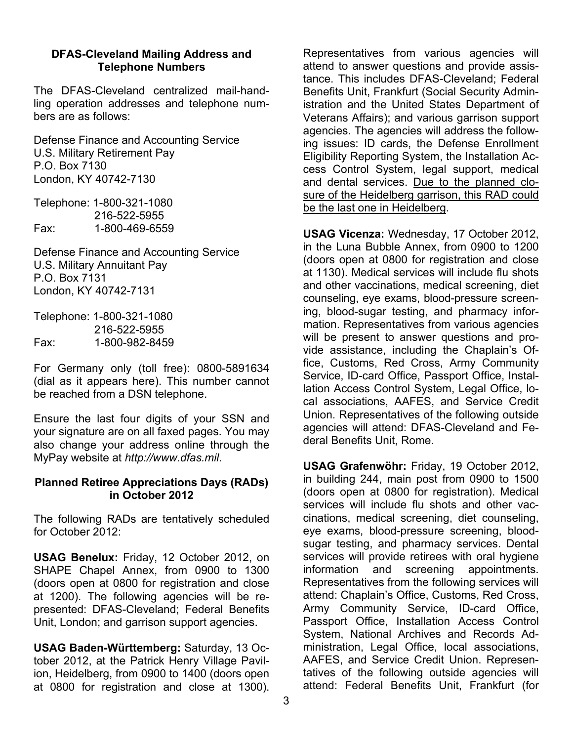### DFAS-Cleveland Mailing Address and Telephone Numbers

The DFAS-Cleveland centralized mail-handling operation addresses and telephone numbers are as follows:

Defense Finance and Accounting Service
U.S. Military Retirement Pay
P.O. Box 7130
London, KY 40742-7130

Telephone: 1-800-321-1080
216-522-5955
Fax: 1-800-469-6559

Defense Finance and Accounting Service
U.S. Military Annuitant Pay
P.O. Box 7131
London, KY 40742-7131

Telephone: 1-800-321-1080
216-522-5955
Fax: 1-800-982-8459

For Germany only (toll free): 0800-5891634 (dial as it appears here). This number cannot be reached from a DSN telephone.

Ensure the last four digits of your SSN and your signature are on all faxed pages. You may also change your address online through the MyPay website at *http://www.dfas.mil*.

### Planned Retiree Appreciations Days (RADs) in October 2012

The following RADs are tentatively scheduled for October 2012:

**USAG Benelux:** Friday, 12 October 2012, on SHAPE Chapel Annex, from 0900 to 1300 (doors open at 0800 for registration and close at 1200). The following agencies will be represented: DFAS-Cleveland; Federal Benefits Unit, London; and garrison support agencies.

**USAG Baden-Württemberg:** Saturday, 13 October 2012, at the Patrick Henry Village Pavilion, Heidelberg, from 0900 to 1400 (doors open at 0800 for registration and close at 1300). Representatives from various agencies will attend to answer questions and provide assistance. This includes DFAS-Cleveland; Federal Benefits Unit, Frankfurt (Social Security Administration and the United States Department of Veterans Affairs); and various garrison support agencies. The agencies will address the following issues: ID cards, the Defense Enrollment Eligibility Reporting System, the Installation Access Control System, legal support, medical and dental services. <u>Due to the planned closure of the Heidelberg garrison, this RAD could be the last one in Heidelberg</u>.

**USAG Vicenza:** Wednesday, 17 October 2012, in the Luna Bubble Annex, from 0900 to 1200 (doors open at 0800 for registration and close at 1130). Medical services will include flu shots and other vaccinations, medical screening, diet counseling, eye exams, blood-pressure screening, blood-sugar testing, and pharmacy information. Representatives from various agencies will be present to answer questions and provide assistance, including the Chaplain's Office, Customs, Red Cross, Army Community Service, ID-card Office, Passport Office, Installation Access Control System, Legal Office, local associations, AAFES, and Service Credit Union. Representatives of the following outside agencies will attend: DFAS-Cleveland and Federal Benefits Unit, Rome.

**USAG Grafenwöhr:** Friday, 19 October 2012, in building 244, main post from 0900 to 1500 (doors open at 0800 for registration). Medical services will include flu shots and other vaccinations, medical screening, diet counseling, eye exams, blood-pressure screening, blood-sugar testing, and pharmacy services. Dental services will provide retirees with oral hygiene information and screening appointments. Representatives from the following services will attend: Chaplain's Office, Customs, Red Cross, Army Community Service, ID-card Office, Passport Office, Installation Access Control System, National Archives and Records Administration, Legal Office, local associations, AAFES, and Service Credit Union. Representatives of the following outside agencies will attend: Federal Benefits Unit, Frankfurt (for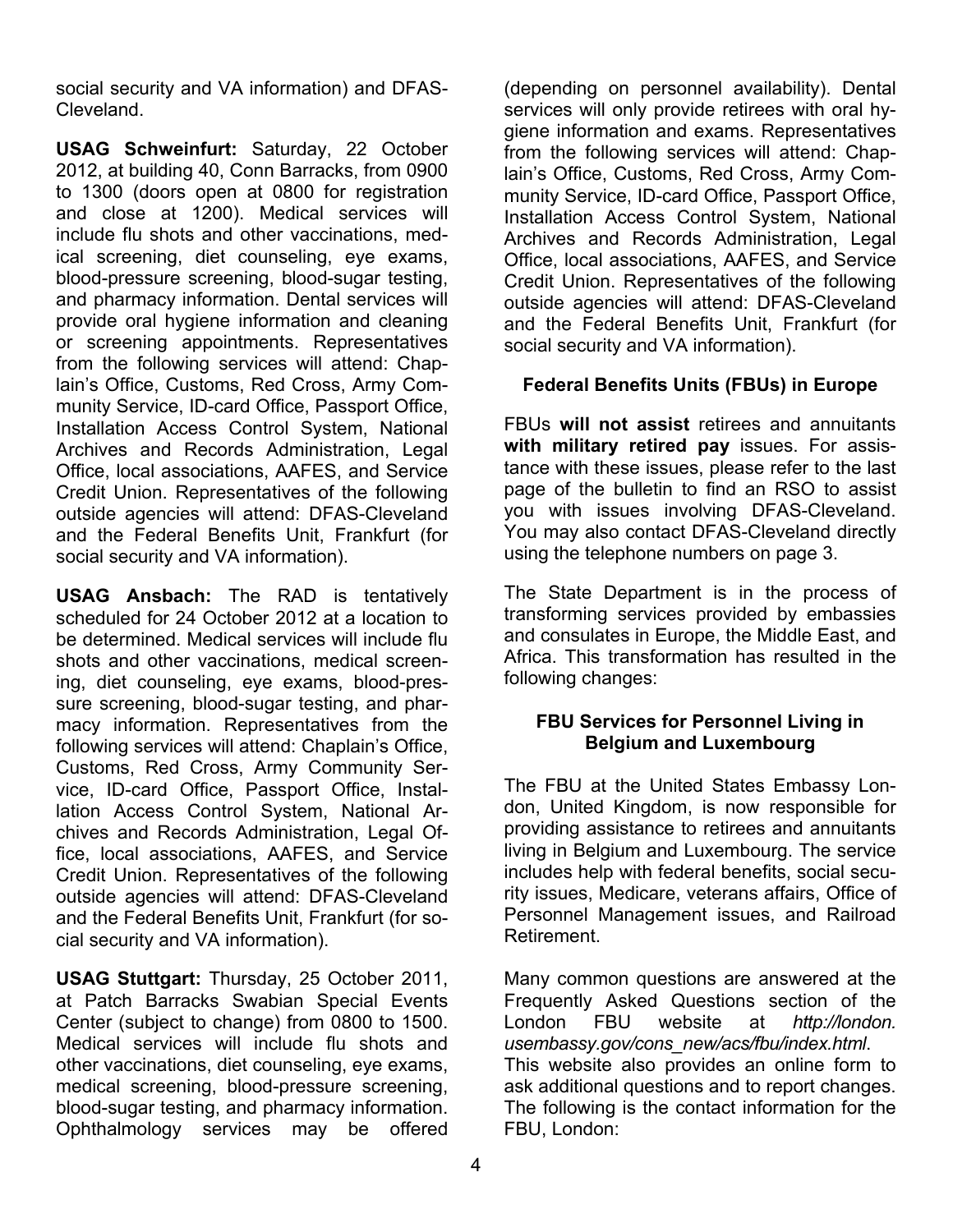social security and VA information) and DFAS-Cleveland.

**USAG Schweinfurt:** Saturday, 22 October 2012, at building 40, Conn Barracks, from 0900 to 1300 (doors open at 0800 for registration and close at 1200). Medical services will include flu shots and other vaccinations, medical screening, diet counseling, eye exams, blood-pressure screening, blood-sugar testing, and pharmacy information. Dental services will provide oral hygiene information and cleaning or screening appointments. Representatives from the following services will attend: Chaplain's Office, Customs, Red Cross, Army Community Service, ID-card Office, Passport Office, Installation Access Control System, National Archives and Records Administration, Legal Office, local associations, AAFES, and Service Credit Union. Representatives of the following outside agencies will attend: DFAS-Cleveland and the Federal Benefits Unit, Frankfurt (for social security and VA information).

**USAG Ansbach:** The RAD is tentatively scheduled for 24 October 2012 at a location to be determined. Medical services will include flu shots and other vaccinations, medical screening, diet counseling, eye exams, blood-pressure screening, blood-sugar testing, and pharmacy information. Representatives from the following services will attend: Chaplain's Office, Customs, Red Cross, Army Community Service, ID-card Office, Passport Office, Installation Access Control System, National Archives and Records Administration, Legal Office, local associations, AAFES, and Service Credit Union. Representatives of the following outside agencies will attend: DFAS-Cleveland and the Federal Benefits Unit, Frankfurt (for social security and VA information).

**USAG Stuttgart:** Thursday, 25 October 2011, at Patch Barracks Swabian Special Events Center (subject to change) from 0800 to 1500. Medical services will include flu shots and other vaccinations, diet counseling, eye exams, medical screening, blood-pressure screening, blood-sugar testing, and pharmacy information. Ophthalmology services may be offered (depending on personnel availability). Dental services will only provide retirees with oral hygiene information and exams. Representatives from the following services will attend: Chaplain's Office, Customs, Red Cross, Army Community Service, ID-card Office, Passport Office, Installation Access Control System, National Archives and Records Administration, Legal Office, local associations, AAFES, and Service Credit Union. Representatives of the following outside agencies will attend: DFAS-Cleveland and the Federal Benefits Unit, Frankfurt (for social security and VA information).

### Federal Benefits Units (FBUs) in Europe

FBUs **will not assist** retirees and annuitants **with military retired pay** issues. For assistance with these issues, please refer to the last page of the bulletin to find an RSO to assist you with issues involving DFAS-Cleveland. You may also contact DFAS-Cleveland directly using the telephone numbers on page 3.

The State Department is in the process of transforming services provided by embassies and consulates in Europe, the Middle East, and Africa. This transformation has resulted in the following changes:

### FBU Services for Personnel Living in Belgium and Luxembourg

The FBU at the United States Embassy London, United Kingdom, is now responsible for providing assistance to retirees and annuitants living in Belgium and Luxembourg. The service includes help with federal benefits, social security issues, Medicare, veterans affairs, Office of Personnel Management issues, and Railroad Retirement.

Many common questions are answered at the Frequently Asked Questions section of the London FBU website at *http://london.usembassy.gov/cons_new/acs/fbu/index.html*. This website also provides an online form to ask additional questions and to report changes. The following is the contact information for the FBU, London: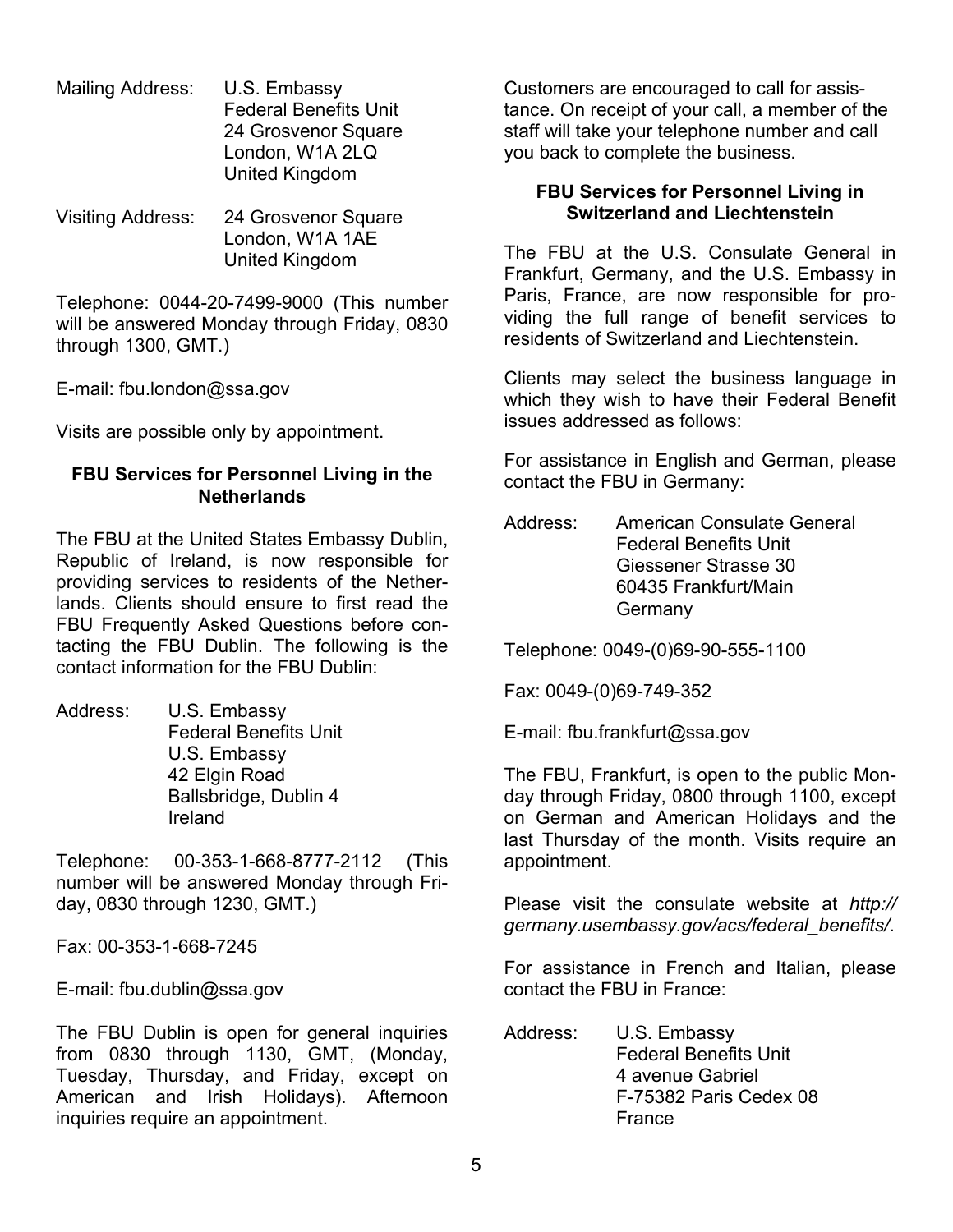Mailing Address: U.S. Embassy
Federal Benefits Unit
24 Grosvenor Square
London, W1A 2LQ
United Kingdom

Visiting Address: 24 Grosvenor Square
London, W1A 1AE
United Kingdom

Telephone: 0044-20-7499-9000 (This number will be answered Monday through Friday, 0830 through 1300, GMT.)

E-mail: fbu.london@ssa.gov

Visits are possible only by appointment.

### FBU Services for Personnel Living in the Netherlands

The FBU at the United States Embassy Dublin, Republic of Ireland, is now responsible for providing services to residents of the Netherlands. Clients should ensure to first read the FBU Frequently Asked Questions before contacting the FBU Dublin. The following is the contact information for the FBU Dublin:

Address: U.S. Embassy
Federal Benefits Unit
U.S. Embassy
42 Elgin Road
Ballsbridge, Dublin 4
Ireland

Telephone: 00-353-1-668-8777-2112 (This number will be answered Monday through Friday, 0830 through 1230, GMT.)

Fax: 00-353-1-668-7245

E-mail: fbu.dublin@ssa.gov

The FBU Dublin is open for general inquiries from 0830 through 1130, GMT, (Monday, Tuesday, Thursday, and Friday, except on American and Irish Holidays). Afternoon inquiries require an appointment.

Customers are encouraged to call for assistance. On receipt of your call, a member of the staff will take your telephone number and call you back to complete the business.

### FBU Services for Personnel Living in Switzerland and Liechtenstein

The FBU at the U.S. Consulate General in Frankfurt, Germany, and the U.S. Embassy in Paris, France, are now responsible for providing the full range of benefit services to residents of Switzerland and Liechtenstein.

Clients may select the business language in which they wish to have their Federal Benefit issues addressed as follows:

For assistance in English and German, please contact the FBU in Germany:

Address: American Consulate General
Federal Benefits Unit
Giessener Strasse 30
60435 Frankfurt/Main
Germany

Telephone: 0049-(0)69-90-555-1100

Fax: 0049-(0)69-749-352

E-mail: fbu.frankfurt@ssa.gov

The FBU, Frankfurt, is open to the public Monday through Friday, 0800 through 1100, except on German and American Holidays and the last Thursday of the month. Visits require an appointment.

Please visit the consulate website at *http://germany.usembassy.gov/acs/federal_benefits/*.

For assistance in French and Italian, please contact the FBU in France:

Address: U.S. Embassy
Federal Benefits Unit
4 avenue Gabriel
F-75382 Paris Cedex 08
France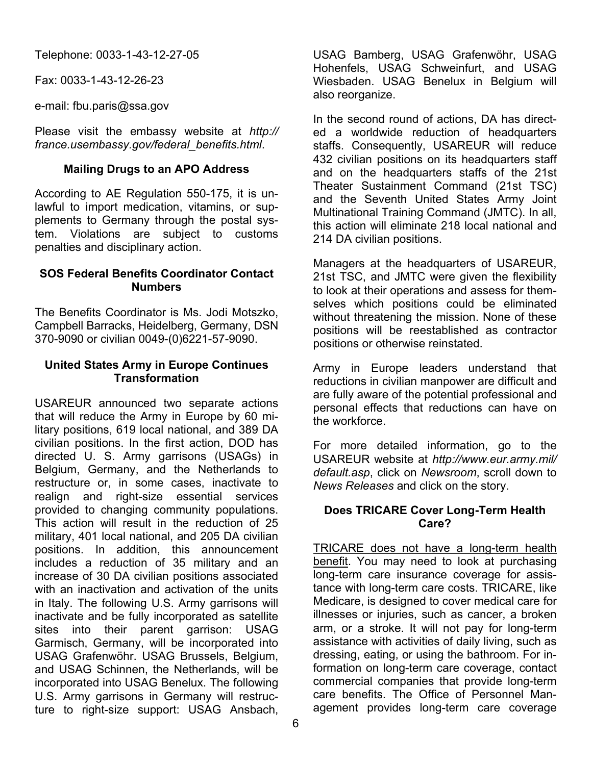Telephone: 0033-1-43-12-27-05

Fax: 0033-1-43-12-26-23

e-mail: fbu.paris@ssa.gov

Please visit the embassy website at *http://france.usembassy.gov/federal_benefits.html*.

### Mailing Drugs to an APO Address

According to AE Regulation 550-175, it is unlawful to import medication, vitamins, or supplements to Germany through the postal system. Violations are subject to customs penalties and disciplinary action.

### SOS Federal Benefits Coordinator Contact Numbers

The Benefits Coordinator is Ms. Jodi Motszko, Campbell Barracks, Heidelberg, Germany, DSN 370-9090 or civilian 0049-(0)6221-57-9090.

### United States Army in Europe Continues Transformation

USAREUR announced two separate actions that will reduce the Army in Europe by 60 military positions, 619 local national, and 389 DA civilian positions. In the first action, DOD has directed U. S. Army garrisons (USAGs) in Belgium, Germany, and the Netherlands to restructure or, in some cases, inactivate to realign and right-size essential services provided to changing community populations. This action will result in the reduction of 25 military, 401 local national, and 205 DA civilian positions. In addition, this announcement includes a reduction of 35 military and an increase of 30 DA civilian positions associated with an inactivation and activation of the units in Italy. The following U.S. Army garrisons will inactivate and be fully incorporated as satellite sites into their parent garrison: USAG Garmisch, Germany, will be incorporated into USAG Grafenwöhr. USAG Brussels, Belgium, and USAG Schinnen, the Netherlands, will be incorporated into USAG Benelux. The following U.S. Army garrisons in Germany will restructure to right-size support: USAG Ansbach, USAG Bamberg, USAG Grafenwöhr, USAG Hohenfels, USAG Schweinfurt, and USAG Wiesbaden. USAG Benelux in Belgium will also reorganize.

In the second round of actions, DA has directed a worldwide reduction of headquarters staffs. Consequently, USAREUR will reduce 432 civilian positions on its headquarters staff and on the headquarters staffs of the 21st Theater Sustainment Command (21st TSC) and the Seventh United States Army Joint Multinational Training Command (JMTC). In all, this action will eliminate 218 local national and 214 DA civilian positions.

Managers at the headquarters of USAREUR, 21st TSC, and JMTC were given the flexibility to look at their operations and assess for themselves which positions could be eliminated without threatening the mission. None of these positions will be reestablished as contractor positions or otherwise reinstated.

Army in Europe leaders understand that reductions in civilian manpower are difficult and are fully aware of the potential professional and personal effects that reductions can have on the workforce.

For more detailed information, go to the USAREUR website at *http://www.eur.army.mil/default.asp*, click on *Newsroom*, scroll down to *News Releases* and click on the story.

### Does TRICARE Cover Long-Term Health Care?

<u>TRICARE does not have a long-term health benefit</u>. You may need to look at purchasing long-term care insurance coverage for assistance with long-term care costs. TRICARE, like Medicare, is designed to cover medical care for illnesses or injuries, such as cancer, a broken arm, or a stroke. It will not pay for long-term assistance with activities of daily living, such as dressing, eating, or using the bathroom. For information on long-term care coverage, contact commercial companies that provide long-term care benefits. The Office of Personnel Management provides long-term care coverage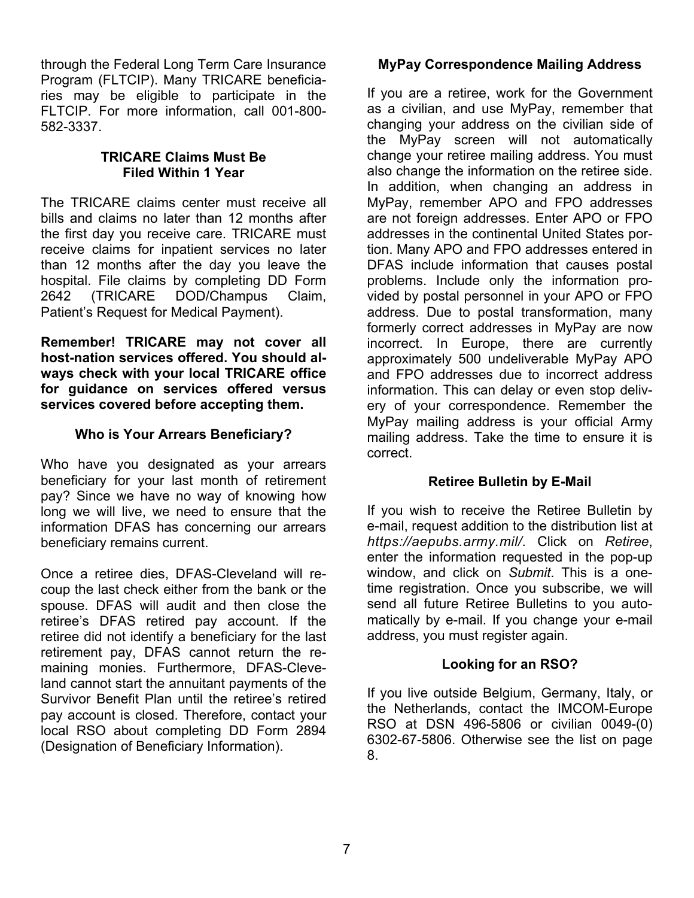through the Federal Long Term Care Insurance Program (FLTCIP). Many TRICARE beneficiaries may be eligible to participate in the FLTCIP. For more information, call 001-800-582-3337.

### TRICARE Claims Must Be Filed Within 1 Year

The TRICARE claims center must receive all bills and claims no later than 12 months after the first day you receive care. TRICARE must receive claims for inpatient services no later than 12 months after the day you leave the hospital. File claims by completing DD Form 2642 (TRICARE DOD/Champus Claim, Patient's Request for Medical Payment).

**Remember! TRICARE may not cover all host-nation services offered. You should always check with your local TRICARE office for guidance on services offered versus services covered before accepting them.**

### Who is Your Arrears Beneficiary?

Who have you designated as your arrears beneficiary for your last month of retirement pay? Since we have no way of knowing how long we will live, we need to ensure that the information DFAS has concerning our arrears beneficiary remains current.

Once a retiree dies, DFAS-Cleveland will recoup the last check either from the bank or the spouse. DFAS will audit and then close the retiree's DFAS retired pay account. If the retiree did not identify a beneficiary for the last retirement pay, DFAS cannot return the remaining monies. Furthermore, DFAS-Cleveland cannot start the annuitant payments of the Survivor Benefit Plan until the retiree's retired pay account is closed. Therefore, contact your local RSO about completing DD Form 2894 (Designation of Beneficiary Information).

### MyPay Correspondence Mailing Address

If you are a retiree, work for the Government as a civilian, and use MyPay, remember that changing your address on the civilian side of the MyPay screen will not automatically change your retiree mailing address. You must also change the information on the retiree side. In addition, when changing an address in MyPay, remember APO and FPO addresses are not foreign addresses. Enter APO or FPO addresses in the continental United States portion. Many APO and FPO addresses entered in DFAS include information that causes postal problems. Include only the information provided by postal personnel in your APO or FPO address. Due to postal transformation, many formerly correct addresses in MyPay are now incorrect. In Europe, there are currently approximately 500 undeliverable MyPay APO and FPO addresses due to incorrect address information. This can delay or even stop delivery of your correspondence. Remember the MyPay mailing address is your official Army mailing address. Take the time to ensure it is correct.

### Retiree Bulletin by E-Mail

If you wish to receive the Retiree Bulletin by e-mail, request addition to the distribution list at *https://aepubs.army.mil/*. Click on *Retiree*, enter the information requested in the pop-up window, and click on *Submit*. This is a one-time registration. Once you subscribe, we will send all future Retiree Bulletins to you automatically by e-mail. If you change your e-mail address, you must register again.

### Looking for an RSO?

If you live outside Belgium, Germany, Italy, or the Netherlands, contact the IMCOM-Europe RSO at DSN 496-5806 or civilian 0049-(0) 6302-67-5806. Otherwise see the list on page 8.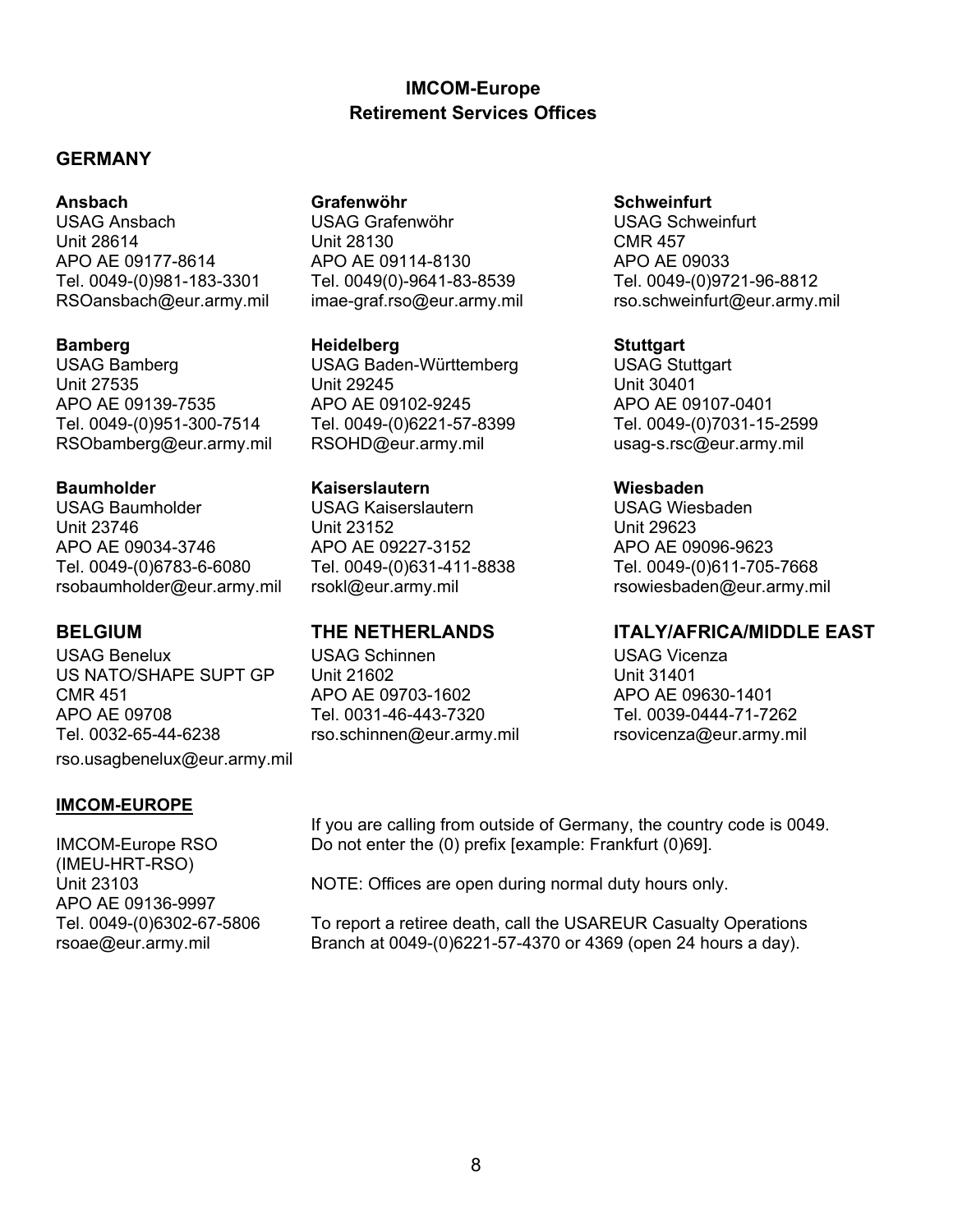# IMCOM-Europe
# Retirement Services Offices

## GERMANY

**Ansbach**
USAG Ansbach
Unit 28614
APO AE 09177-8614
Tel. 0049-(0)981-183-3301
RSOansbach@eur.army.mil

**Bamberg**
USAG Bamberg
Unit 27535
APO AE 09139-7535
Tel. 0049-(0)951-300-7514
RSObamberg@eur.army.mil

**Baumholder**
USAG Baumholder
Unit 23746
APO AE 09034-3746
Tel. 0049-(0)6783-6-6080
rsobaumholder@eur.army.mil

**Grafenwöhr**
USAG Grafenwöhr
Unit 28130
APO AE 09114-8130
Tel. 0049(0)-9641-83-8539
imae-graf.rso@eur.army.mil

**Heidelberg**
USAG Baden-Württemberg
Unit 29245
APO AE 09102-9245
Tel. 0049-(0)6221-57-8399
RSOHD@eur.army.mil

**Kaiserslautern**
USAG Kaiserslautern
Unit 23152
APO AE 09227-3152
Tel. 0049-(0)631-411-8838
rsokl@eur.army.mil

**Schweinfurt**
USAG Schweinfurt
CMR 457
APO AE 09033
Tel. 0049-(0)9721-96-8812
rso.schweinfurt@eur.army.mil

**Stuttgart**
USAG Stuttgart
Unit 30401
APO AE 09107-0401
Tel. 0049-(0)7031-15-2599
usag-s.rsc@eur.army.mil

**Wiesbaden**
USAG Wiesbaden
Unit 29623
APO AE 09096-9623
Tel. 0049-(0)611-705-7668
rsowiesbaden@eur.army.mil

## BELGIUM

USAG Benelux
US NATO/SHAPE SUPT GP
CMR 451
APO AE 09708
Tel. 0032-65-44-6238
rso.usagbenelux@eur.army.mil

## THE NETHERLANDS

USAG Schinnen
Unit 21602
APO AE 09703-1602
Tel. 0031-46-443-7320
rso.schinnen@eur.army.mil

## ITALY/AFRICA/MIDDLE EAST

USAG Vicenza
Unit 31401
APO AE 09630-1401
Tel. 0039-0444-71-7262
rsovicenza@eur.army.mil

## IMCOM-EUROPE

IMCOM-Europe RSO
(IMEU-HRT-RSO)
Unit 23103
APO AE 09136-9997
Tel. 0049-(0)6302-67-5806
rsoae@eur.army.mil

If you are calling from outside of Germany, the country code is 0049. Do not enter the (0) prefix [example: Frankfurt (0)69].

NOTE: Offices are open during normal duty hours only.

To report a retiree death, call the USAREUR Casualty Operations Branch at 0049-(0)6221-57-4370 or 4369 (open 24 hours a day).